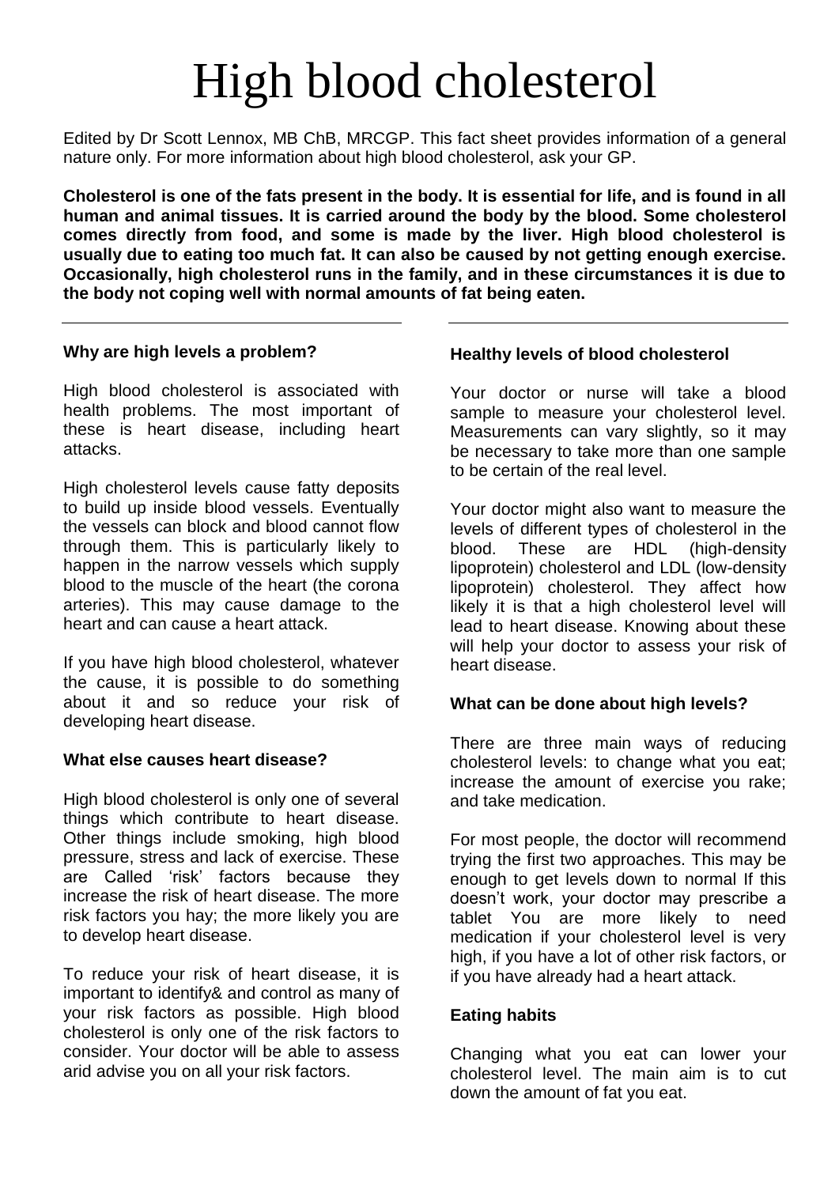# High blood cholesterol

Edited by Dr Scott Lennox, MB ChB, MRCGP. This fact sheet provides information of a general nature only. For more information about high blood cholesterol, ask your GP.

**Cholesterol is one of the fats present in the body. It is essential for life, and is found in all human and animal tissues. It is carried around the body by the blood. Some cholesterol comes directly from food, and some is made by the liver. High blood cholesterol is usually due to eating too much fat. It can also be caused by not getting enough exercise. Occasionally, high cholesterol runs in the family, and in these circumstances it is due to the body not coping well with normal amounts of fat being eaten.**

---

### Why are high levels a problem?

High blood cholesterol is associated with health problems. The most important of these is heart disease, including heart attacks.

High cholesterol levels cause fatty deposits to build up inside blood vessels. Eventually the vessels can block and blood cannot flow through them. This is particularly likely to happen in the narrow vessels which supply blood to the muscle of the heart (the corona arteries). This may cause damage to the heart and can cause a heart attack.

If you have high blood cholesterol, whatever the cause, it is possible to do something about it and so reduce your risk of developing heart disease.

### What else causes heart disease?

High blood cholesterol is only one of several things which contribute to heart disease. Other things include smoking, high blood pressure, stress and lack of exercise. These are Called 'risk' factors because they increase the risk of heart disease. The more risk factors you hay; the more likely you are to develop heart disease.

To reduce your risk of heart disease, it is important to identify& and control as many of your risk factors as possible. High blood cholesterol is only one of the risk factors to consider. Your doctor will be able to assess arid advise you on all your risk factors.

### Healthy levels of blood cholesterol

Your doctor or nurse will take a blood sample to measure your cholesterol level. Measurements can vary slightly, so it may be necessary to take more than one sample to be certain of the real level.

Your doctor might also want to measure the levels of different types of cholesterol in the blood. These are HDL (high-density lipoprotein) cholesterol and LDL (low-density lipoprotein) cholesterol. They affect how likely it is that a high cholesterol level will lead to heart disease. Knowing about these will help your doctor to assess your risk of heart disease.

### What can be done about high levels?

There are three main ways of reducing cholesterol levels: to change what you eat; increase the amount of exercise you rake; and take medication.

For most people, the doctor will recommend trying the first two approaches. This may be enough to get levels down to normal If this doesn't work, your doctor may prescribe a tablet You are more likely to need medication if your cholesterol level is very high, if you have a lot of other risk factors, or if you have already had a heart attack.

### Eating habits

Changing what you eat can lower your cholesterol level. The main aim is to cut down the amount of fat you eat.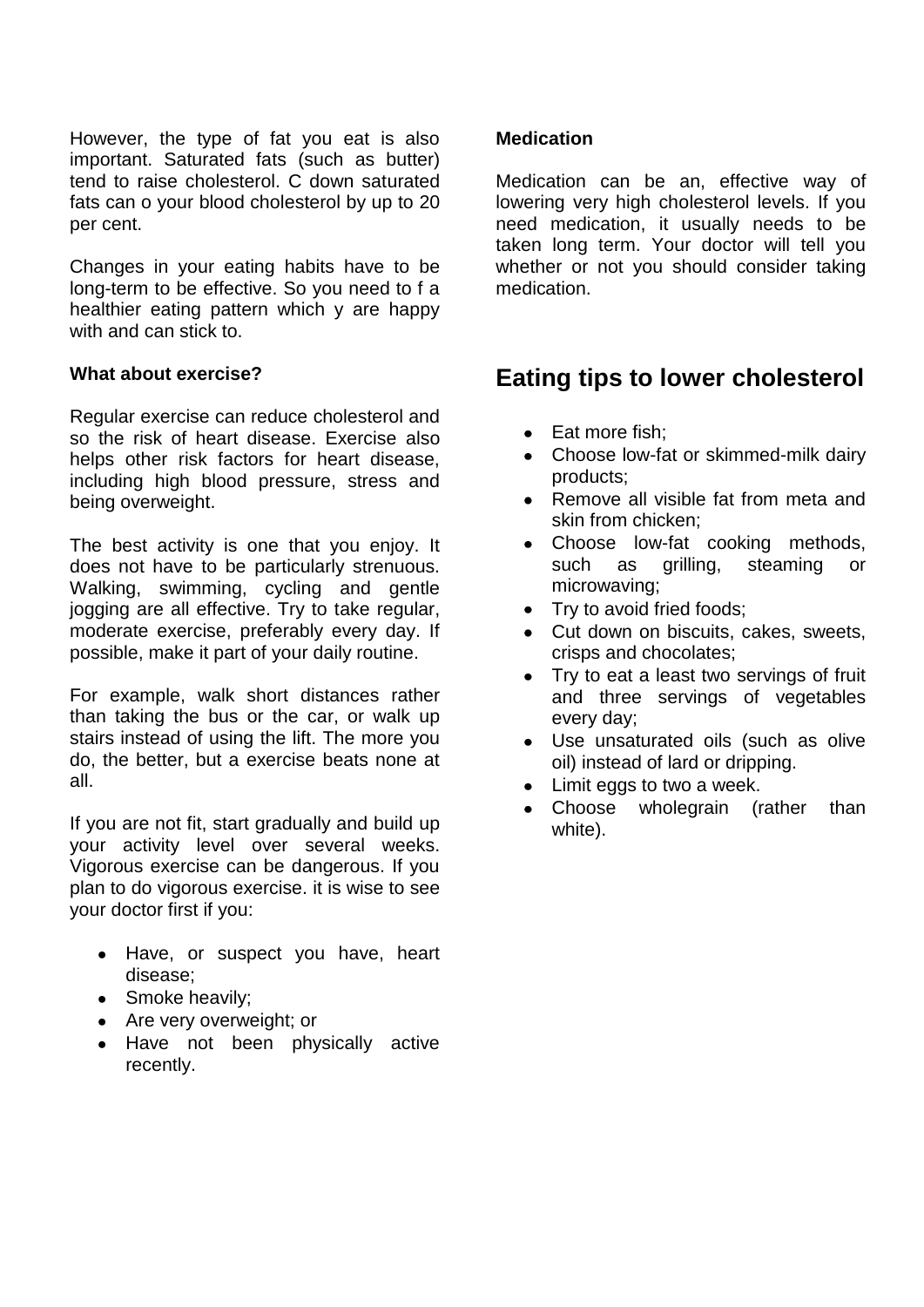However, the type of fat you eat is also important. Saturated fats (such as butter) tend to raise cholesterol. C down saturated fats can o your blood cholesterol by up to 20 per cent.

Changes in your eating habits have to be long-term to be effective. So you need to f a healthier eating pattern which y are happy with and can stick to.

**What about exercise?**

Regular exercise can reduce cholesterol and so the risk of heart disease. Exercise also helps other risk factors for heart disease, including high blood pressure, stress and being overweight.

The best activity is one that you enjoy. It does not have to be particularly strenuous. Walking, swimming, cycling and gentle jogging are all effective. Try to take regular, moderate exercise, preferably every day. If possible, make it part of your daily routine.

For example, walk short distances rather than taking the bus or the car, or walk up stairs instead of using the lift. The more you do, the better, but a exercise beats none at all.

If you are not fit, start gradually and build up your activity level over several weeks. Vigorous exercise can be dangerous. If you plan to do vigorous exercise. it is wise to see your doctor first if you:

- Have, or suspect you have, heart disease;
- Smoke heavily;
- Are very overweight; or
- Have not been physically active recently.

**Medication**

Medication can be an, effective way of lowering very high cholesterol levels. If you need medication, it usually needs to be taken long term. Your doctor will tell you whether or not you should consider taking medication.

## Eating tips to lower cholesterol

- Eat more fish;
- Choose low-fat or skimmed-milk dairy products;
- Remove all visible fat from meta and skin from chicken;
- Choose low-fat cooking methods, such as grilling, steaming or microwaving;
- Try to avoid fried foods;
- Cut down on biscuits, cakes, sweets, crisps and chocolates;
- Try to eat a least two servings of fruit and three servings of vegetables every day;
- Use unsaturated oils (such as olive oil) instead of lard or dripping.
- Limit eggs to two a week.
- Choose wholegrain (rather than white).